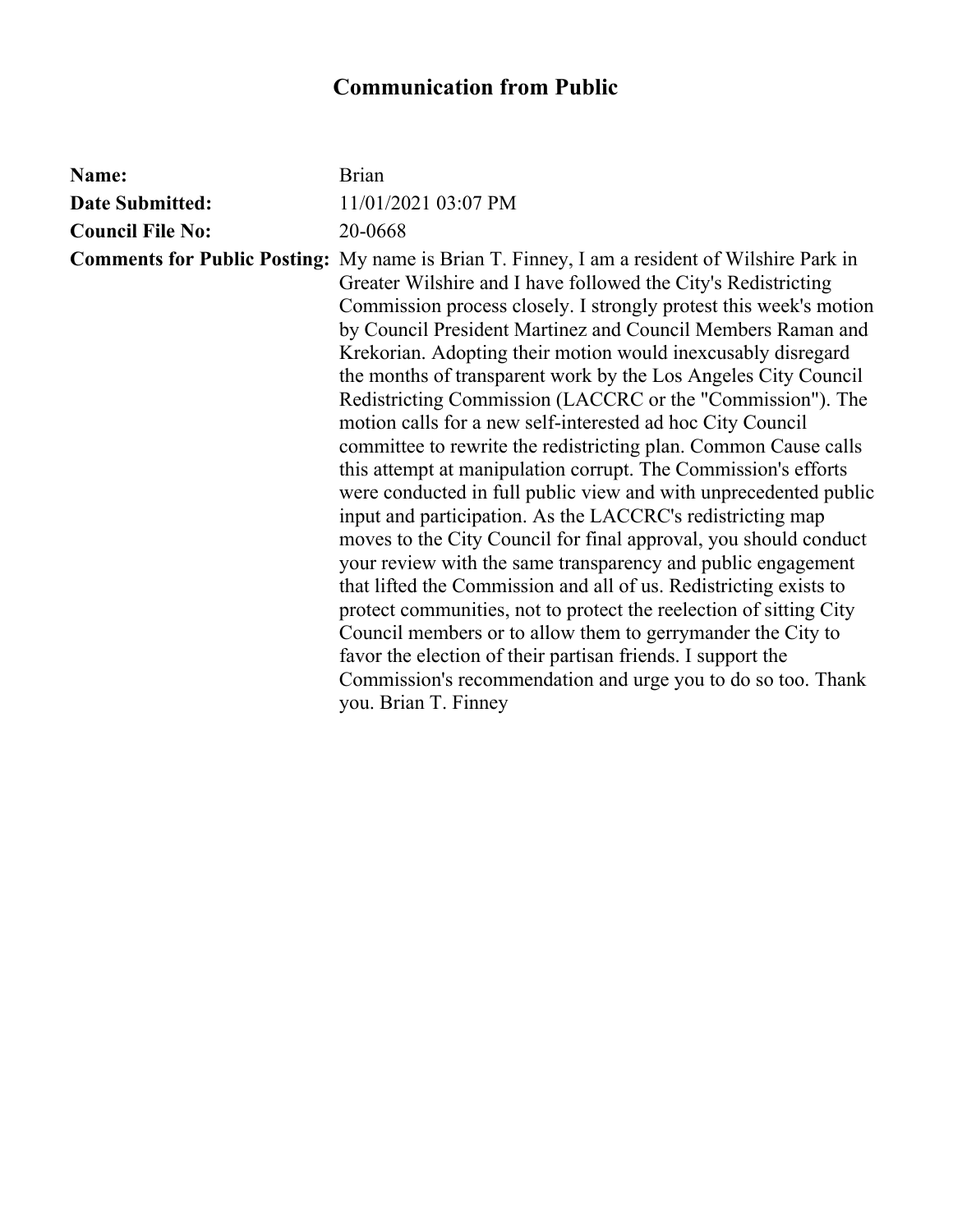# Communication from Public

**Name:** Brian

**Date Submitted:** 11/01/2021 03:07 PM

**Council File No:** 20-0668

**Comments for Public Posting:** My name is Brian T. Finney, I am a resident of Wilshire Park in Greater Wilshire and I have followed the City's Redistricting Commission process closely. I strongly protest this week's motion by Council President Martinez and Council Members Raman and Krekorian. Adopting their motion would inexcusably disregard the months of transparent work by the Los Angeles City Council Redistricting Commission (LACCRC or the "Commission"). The motion calls for a new self-interested ad hoc City Council committee to rewrite the redistricting plan. Common Cause calls this attempt at manipulation corrupt. The Commission's efforts were conducted in full public view and with unprecedented public input and participation. As the LACCRC's redistricting map moves to the City Council for final approval, you should conduct your review with the same transparency and public engagement that lifted the Commission and all of us. Redistricting exists to protect communities, not to protect the reelection of sitting City Council members or to allow them to gerrymander the City to favor the election of their partisan friends. I support the Commission's recommendation and urge you to do so too. Thank you. Brian T. Finney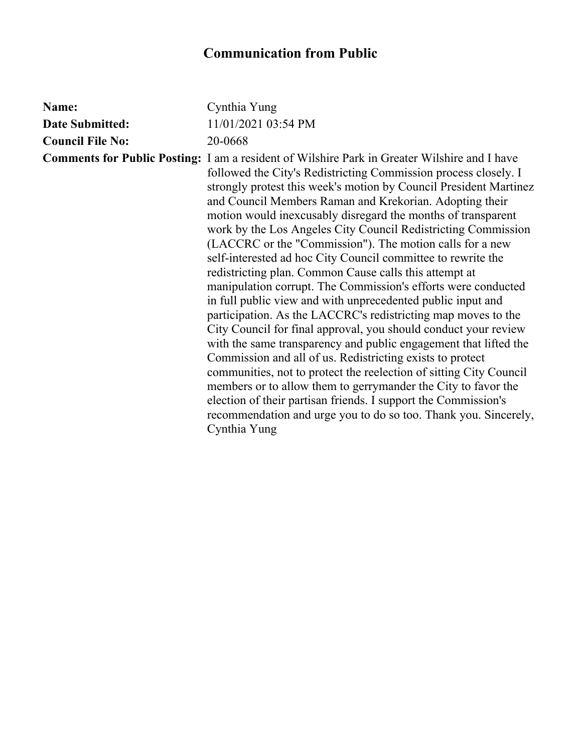# Communication from Public

**Name:** Cynthia Yung

**Date Submitted:** 11/01/2021 03:54 PM

**Council File No:** 20-0668

**Comments for Public Posting:** I am a resident of Wilshire Park in Greater Wilshire and I have followed the City's Redistricting Commission process closely. I strongly protest this week's motion by Council President Martinez and Council Members Raman and Krekorian. Adopting their motion would inexcusably disregard the months of transparent work by the Los Angeles City Council Redistricting Commission (LACCRC or the "Commission"). The motion calls for a new self-interested ad hoc City Council committee to rewrite the redistricting plan. Common Cause calls this attempt at manipulation corrupt. The Commission's efforts were conducted in full public view and with unprecedented public input and participation. As the LACCRC's redistricting map moves to the City Council for final approval, you should conduct your review with the same transparency and public engagement that lifted the Commission and all of us. Redistricting exists to protect communities, not to protect the reelection of sitting City Council members or to allow them to gerrymander the City to favor the election of their partisan friends. I support the Commission's recommendation and urge you to do so too. Thank you. Sincerely, Cynthia Yung